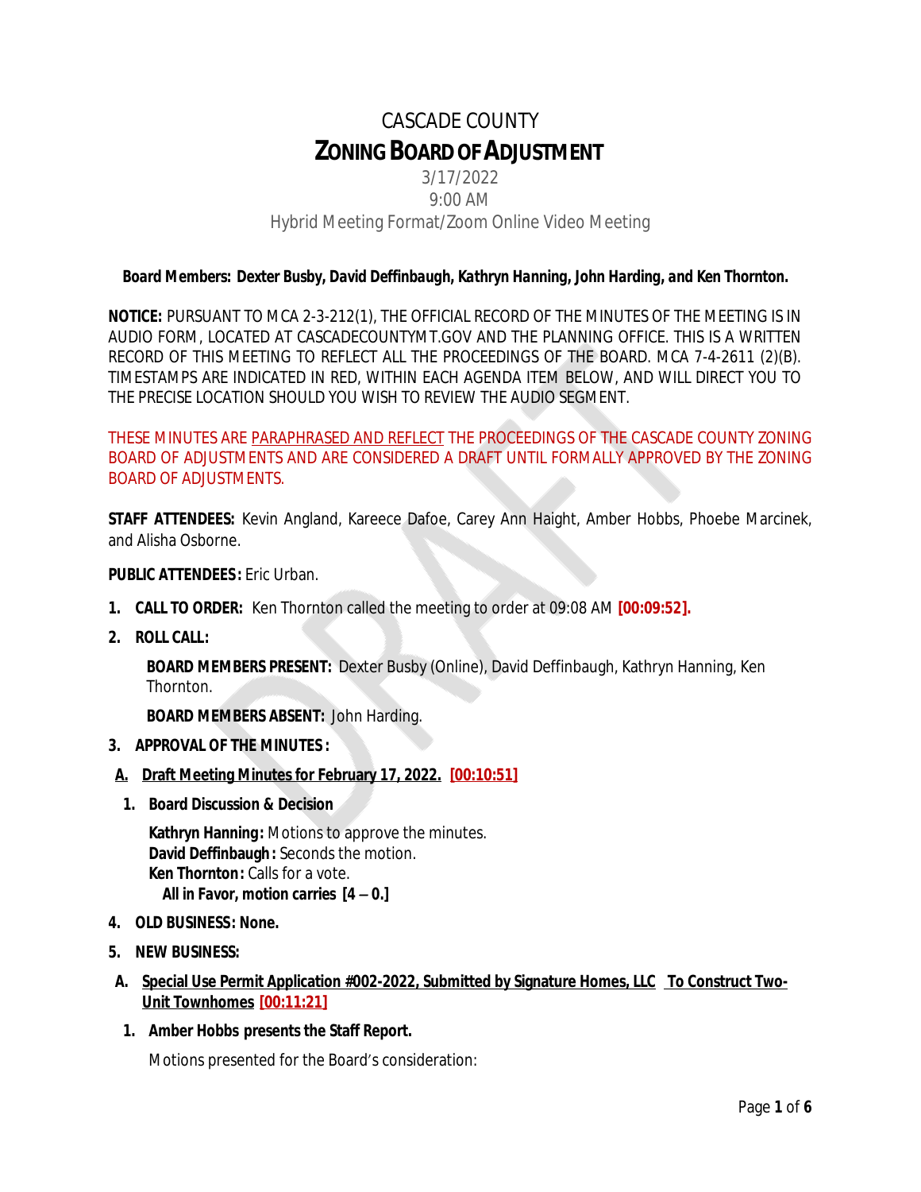# CASCADE COUNTY
# ZONING BOARD OF ADJUSTMENT

3/17/2022
9:00 AM
Hybrid Meeting Format/Zoom Online Video Meeting

***Board Members: Dexter Busby, David Deffinbaugh, Kathryn Hanning, John Harding, and Ken Thornton.***

**NOTICE:** PURSUANT TO MCA 2-3-212(1), THE OFFICIAL RECORD OF THE MINUTES OF THE MEETING IS IN AUDIO FORM, LOCATED AT CASCADECOUNTYMT.GOV AND THE PLANNING OFFICE. THIS IS A WRITTEN RECORD OF THIS MEETING TO REFLECT ALL THE PROCEEDINGS OF THE BOARD. MCA 7-4-2611 (2)(B). TIMESTAMPS ARE INDICATED IN RED, WITHIN EACH AGENDA ITEM BELOW, AND WILL DIRECT YOU TO THE PRECISE LOCATION SHOULD YOU WISH TO REVIEW THE AUDIO SEGMENT.

THESE MINUTES ARE PARAPHRASED AND REFLECT THE PROCEEDINGS OF THE CASCADE COUNTY ZONING BOARD OF ADJUSTMENTS AND ARE CONSIDERED A DRAFT UNTIL FORMALLY APPROVED BY THE ZONING BOARD OF ADJUSTMENTS.

**STAFF ATTENDEES:** Kevin Angland, Kareece Dafoe, Carey Ann Haight, Amber Hobbs, Phoebe Marcinek, and Alisha Osborne.

**PUBLIC ATTENDEES:** Eric Urban.

1. **CALL TO ORDER:** Ken Thornton called the meeting to order at 09:08 AM **[00:09:52].**
2. **ROLL CALL:**

   **BOARD MEMBERS PRESENT:** Dexter Busby (Online), David Deffinbaugh, Kathryn Hanning, Ken Thornton.

   **BOARD MEMBERS ABSENT:** John Harding.

3. **APPROVAL OF THE MINUTES:**

   **A. Draft Meeting Minutes for February 17, 2022. [00:10:51]**

   1. **Board Discussion & Decision**

      **Kathryn Hanning:** Motions to approve the minutes.
      **David Deffinbaugh:** Seconds the motion.
      **Ken Thornton:** Calls for a vote.
      **All in Favor, motion carries [4 – 0.]**

4. **OLD BUSINESS: None.**
5. **NEW BUSINESS:**

   **A. Special Use Permit Application #002-2022, Submitted by Signature Homes, LLC To Construct Two-Unit Townhomes [00:11:21]**

   1. **Amber Hobbs presents the Staff Report.**

      Motions presented for the Board's consideration: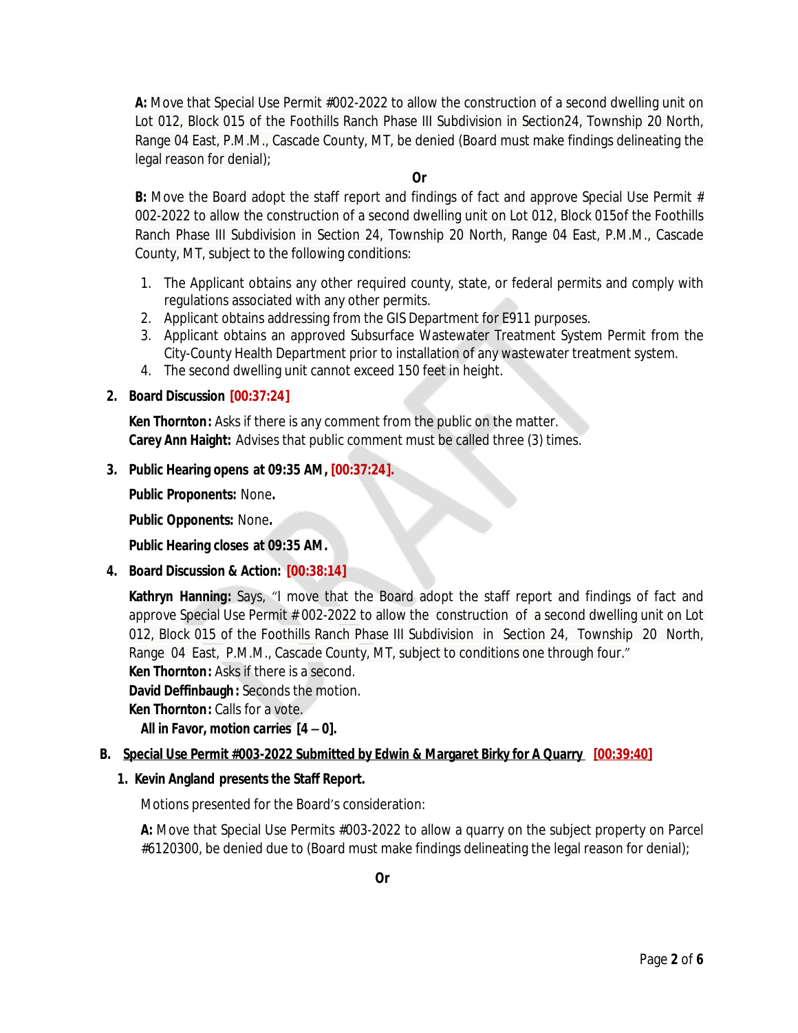**A:** Move that Special Use Permit #002-2022 to allow the construction of a second dwelling unit on Lot 012, Block 015 of the Foothills Ranch Phase III Subdivision in Section24, Township 20 North, Range 04 East, P.M.M., Cascade County, MT, be denied (Board must make findings delineating the legal reason for denial);

**Or**

**B:** Move the Board adopt the staff report and findings of fact and approve Special Use Permit # 002-2022 to allow the construction of a second dwelling unit on Lot 012, Block 015of the Foothills Ranch Phase III Subdivision in Section 24, Township 20 North, Range 04 East, P.M.M., Cascade County, MT, subject to the following conditions:

1. The Applicant obtains any other required county, state, or federal permits and comply with regulations associated with any other permits.
2. Applicant obtains addressing from the GIS Department for E911 purposes.
3. Applicant obtains an approved Subsurface Wastewater Treatment System Permit from the City-County Health Department prior to installation of any wastewater treatment system.
4. The second dwelling unit cannot exceed 150 feet in height.

2. **Board Discussion [00:37:24]**

   **Ken Thornton:** Asks if there is any comment from the public on the matter.
   **Carey Ann Haight:** Advises that public comment must be called three (3) times.

3. **Public Hearing opens at 09:35 AM, [00:37:24].**

   **Public Proponents:** None**.**

   **Public Opponents:** None**.**

   **Public Hearing closes at 09:35 AM.**

4. **Board Discussion & Action: [00:38:14]**

   **Kathryn Hanning:** Says, "I move that the Board adopt the staff report and findings of fact and approve Special Use Permit # 002-2022 to allow the construction of a second dwelling unit on Lot 012, Block 015 of the Foothills Ranch Phase III Subdivision in Section 24, Township 20 North, Range 04 East, P.M.M., Cascade County, MT, subject to conditions one through four."
   **Ken Thornton:** Asks if there is a second.
   **David Deffinbaugh:** Seconds the motion.
   **Ken Thornton:** Calls for a vote.
   **All in Favor, motion carries [4 – 0].**

**B. Special Use Permit #003-2022 Submitted by Edwin & Margaret Birky for A Quarry [00:39:40]**

1. **Kevin Angland presents the Staff Report.**

   Motions presented for the Board's consideration:

   **A:** Move that Special Use Permits #003-2022 to allow a quarry on the subject property on Parcel #6120300, be denied due to (Board must make findings delineating the legal reason for denial);

**Or**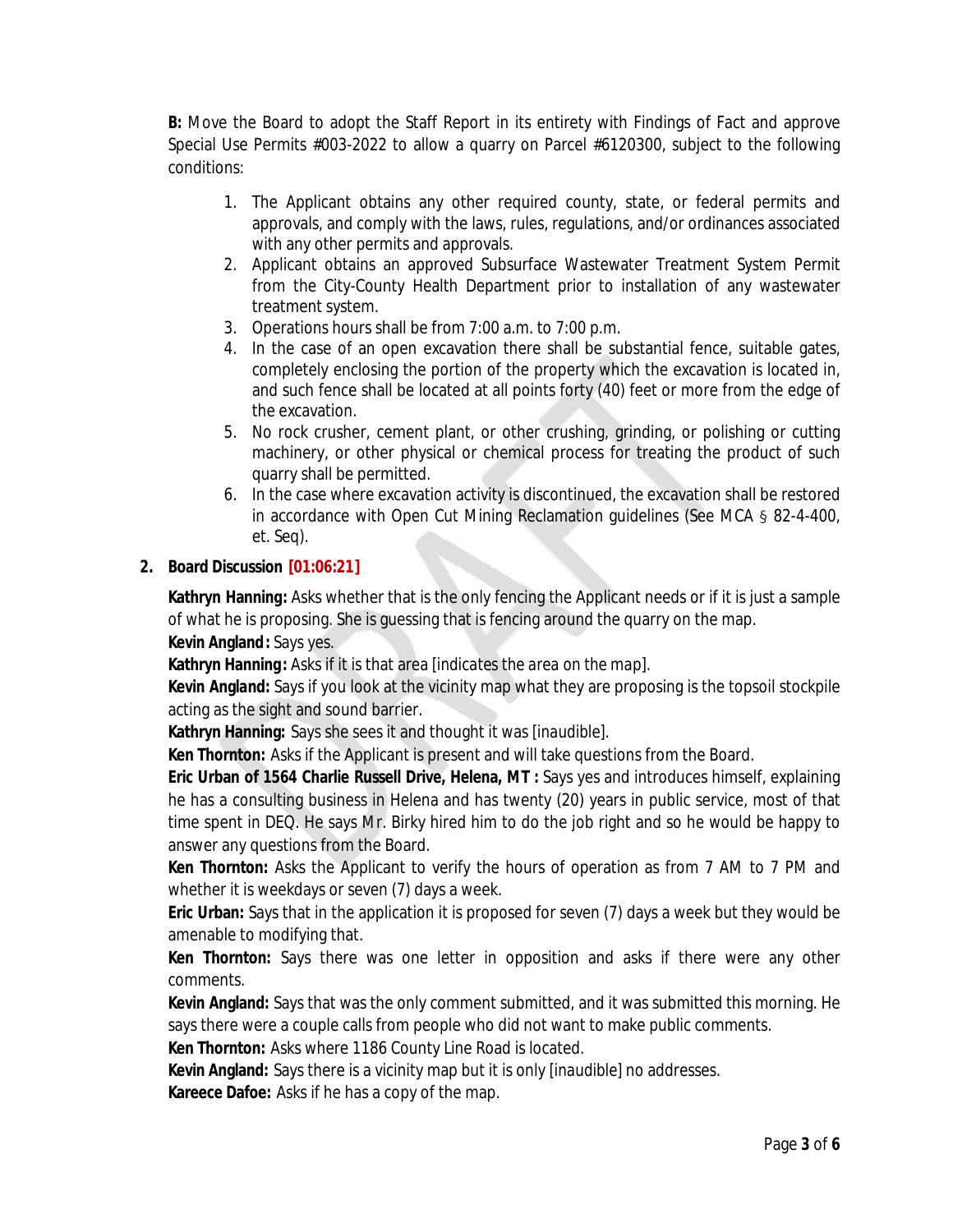**B:** Move the Board to adopt the Staff Report in its entirety with Findings of Fact and approve Special Use Permits #003-2022 to allow a quarry on Parcel #6120300, subject to the following conditions:

1. The Applicant obtains any other required county, state, or federal permits and approvals, and comply with the laws, rules, regulations, and/or ordinances associated with any other permits and approvals.
2. Applicant obtains an approved Subsurface Wastewater Treatment System Permit from the City-County Health Department prior to installation of any wastewater treatment system.
3. Operations hours shall be from 7:00 a.m. to 7:00 p.m.
4. In the case of an open excavation there shall be substantial fence, suitable gates, completely enclosing the portion of the property which the excavation is located in, and such fence shall be located at all points forty (40) feet or more from the edge of the excavation.
5. No rock crusher, cement plant, or other crushing, grinding, or polishing or cutting machinery, or other physical or chemical process for treating the product of such quarry shall be permitted.
6. In the case where excavation activity is discontinued, the excavation shall be restored in accordance with Open Cut Mining Reclamation guidelines (See MCA § 82-4-400, et. Seq).

**2. Board Discussion [01:06:21]**

**Kathryn Hanning:** Asks whether that is the only fencing the Applicant needs or if it is just a sample of what he is proposing. She is guessing that is fencing around the quarry on the map.

**Kevin Angland:** Says yes.

**Kathryn Hanning:** Asks if it is that area [indicates the area on the map].

**Kevin Angland:** Says if you look at the vicinity map what they are proposing is the topsoil stockpile acting as the sight and sound barrier.

**Kathryn Hanning:** Says she sees it and thought it was [inaudible].

**Ken Thornton:** Asks if the Applicant is present and will take questions from the Board.

**Eric Urban of 1564 Charlie Russell Drive, Helena, MT :** Says yes and introduces himself, explaining he has a consulting business in Helena and has twenty (20) years in public service, most of that time spent in DEQ. He says Mr. Birky hired him to do the job right and so he would be happy to answer any questions from the Board.

**Ken Thornton:** Asks the Applicant to verify the hours of operation as from 7 AM to 7 PM and whether it is weekdays or seven (7) days a week.

**Eric Urban:** Says that in the application it is proposed for seven (7) days a week but they would be amenable to modifying that.

**Ken Thornton:** Says there was one letter in opposition and asks if there were any other comments.

**Kevin Angland:** Says that was the only comment submitted, and it was submitted this morning. He says there were a couple calls from people who did not want to make public comments.

**Ken Thornton:** Asks where 1186 County Line Road is located.

**Kevin Angland:** Says there is a vicinity map but it is only [inaudible] no addresses.

**Kareece Dafoe:** Asks if he has a copy of the map.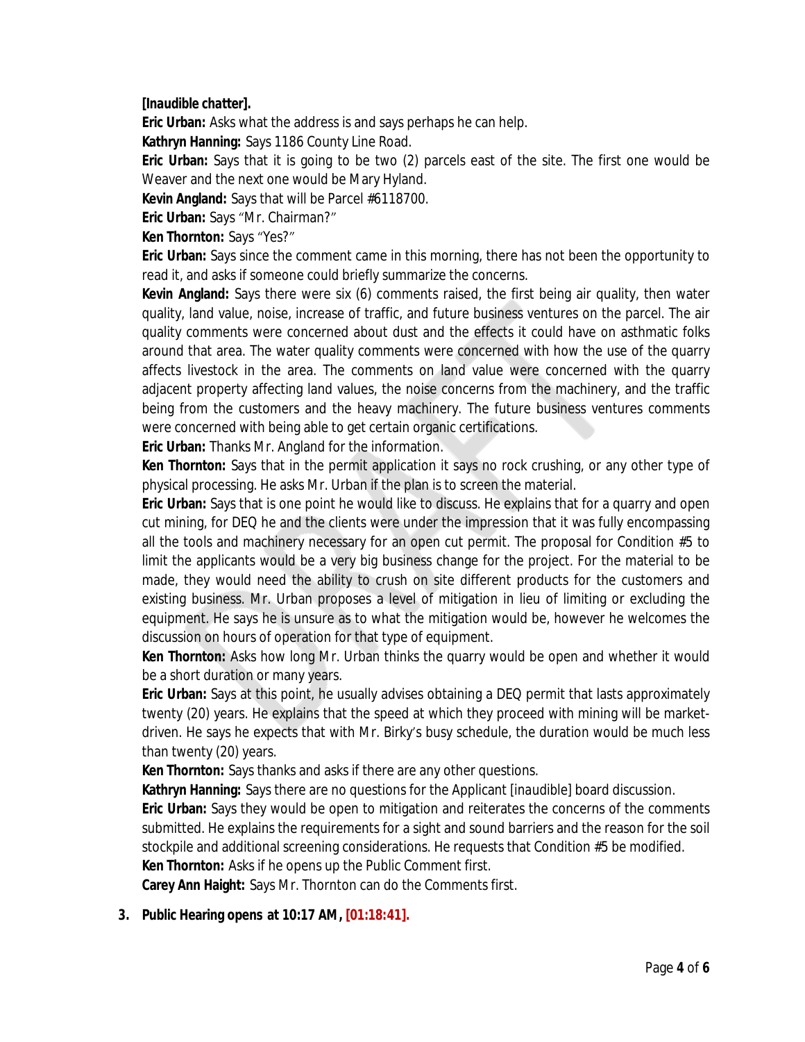**[Inaudible chatter].**

**Eric Urban:** Asks what the address is and says perhaps he can help.

**Kathryn Hanning:** Says 1186 County Line Road.

**Eric Urban:** Says that it is going to be two (2) parcels east of the site. The first one would be Weaver and the next one would be Mary Hyland.

**Kevin Angland:** Says that will be Parcel #6118700.

**Eric Urban:** Says "Mr. Chairman?"

**Ken Thornton:** Says "Yes?"

**Eric Urban:** Says since the comment came in this morning, there has not been the opportunity to read it, and asks if someone could briefly summarize the concerns.

**Kevin Angland:** Says there were six (6) comments raised, the first being air quality, then water quality, land value, noise, increase of traffic, and future business ventures on the parcel. The air quality comments were concerned about dust and the effects it could have on asthmatic folks around that area. The water quality comments were concerned with how the use of the quarry affects livestock in the area. The comments on land value were concerned with the quarry adjacent property affecting land values, the noise concerns from the machinery, and the traffic being from the customers and the heavy machinery. The future business ventures comments were concerned with being able to get certain organic certifications.

**Eric Urban:** Thanks Mr. Angland for the information.

**Ken Thornton:** Says that in the permit application it says no rock crushing, or any other type of physical processing. He asks Mr. Urban if the plan is to screen the material.

**Eric Urban:** Says that is one point he would like to discuss. He explains that for a quarry and open cut mining, for DEQ he and the clients were under the impression that it was fully encompassing all the tools and machinery necessary for an open cut permit. The proposal for Condition #5 to limit the applicants would be a very big business change for the project. For the material to be made, they would need the ability to crush on site different products for the customers and existing business. Mr. Urban proposes a level of mitigation in lieu of limiting or excluding the equipment. He says he is unsure as to what the mitigation would be, however he welcomes the discussion on hours of operation for that type of equipment.

**Ken Thornton:** Asks how long Mr. Urban thinks the quarry would be open and whether it would be a short duration or many years.

**Eric Urban:** Says at this point, he usually advises obtaining a DEQ permit that lasts approximately twenty (20) years. He explains that the speed at which they proceed with mining will be market-driven. He says he expects that with Mr. Birky's busy schedule, the duration would be much less than twenty (20) years.

**Ken Thornton:** Says thanks and asks if there are any other questions.

**Kathryn Hanning:** Says there are no questions for the Applicant [inaudible] board discussion.

**Eric Urban:** Says they would be open to mitigation and reiterates the concerns of the comments submitted. He explains the requirements for a sight and sound barriers and the reason for the soil stockpile and additional screening considerations. He requests that Condition #5 be modified.

**Ken Thornton:** Asks if he opens up the Public Comment first.

**Carey Ann Haight:** Says Mr. Thornton can do the Comments first.

3. **Public Hearing opens at 10:17 AM, [01:18:41].**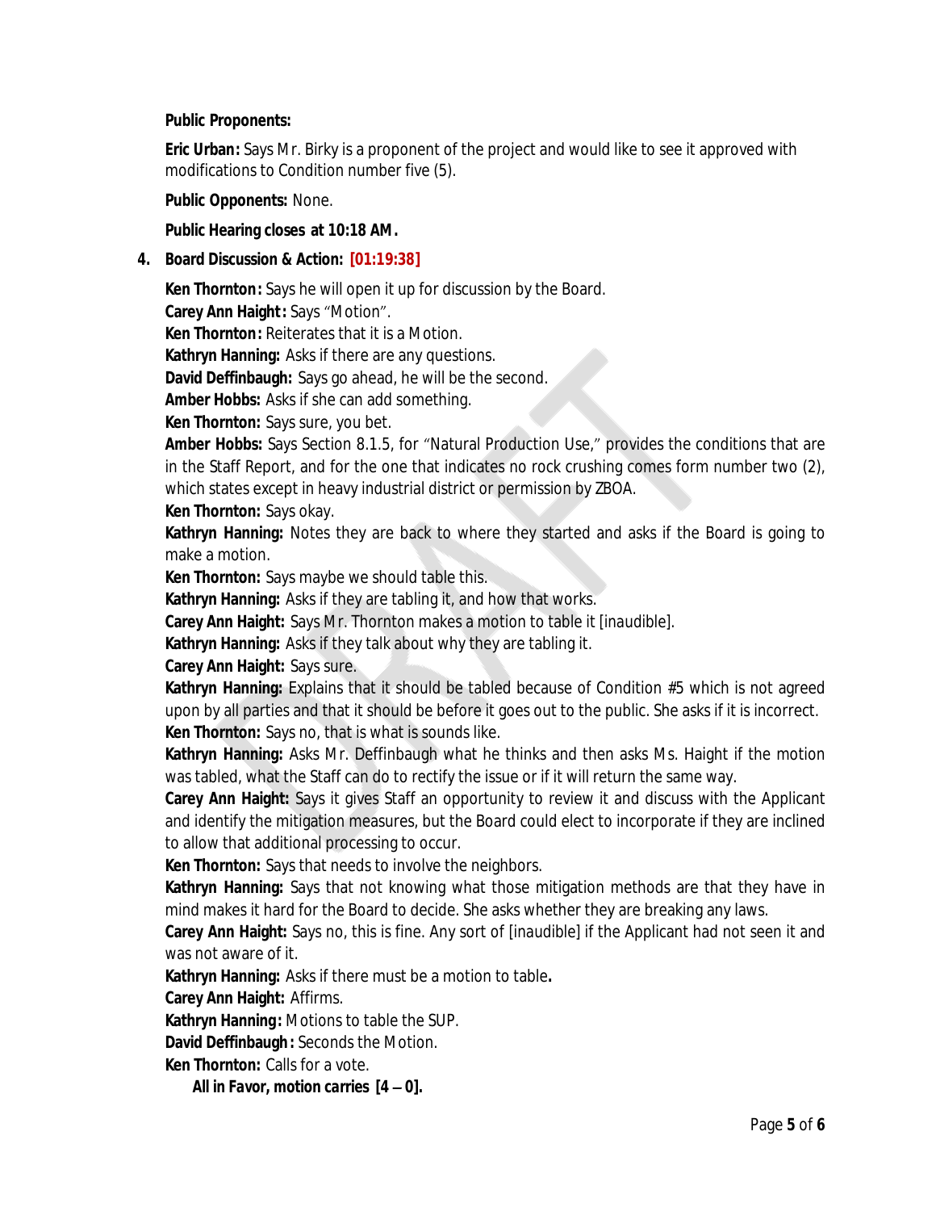**Public Proponents:**

**Eric Urban:** Says Mr. Birky is a proponent of the project and would like to see it approved with modifications to Condition number five (5).

**Public Opponents:** None.

**Public Hearing closes at 10:18 AM.**

4. **Board Discussion & Action: [01:19:38]**

**Ken Thornton:** Says he will open it up for discussion by the Board.
**Carey Ann Haight:** Says "Motion".
**Ken Thornton:** Reiterates that it is a Motion.
**Kathryn Hanning:** Asks if there are any questions.
**David Deffinbaugh:** Says go ahead, he will be the second.
**Amber Hobbs:** Asks if she can add something.
**Ken Thornton:** Says sure, you bet.
**Amber Hobbs:** Says Section 8.1.5, for "Natural Production Use," provides the conditions that are in the Staff Report, and for the one that indicates no rock crushing comes form number two (2), which states except in heavy industrial district or permission by ZBOA.
**Ken Thornton:** Says okay.
**Kathryn Hanning:** Notes they are back to where they started and asks if the Board is going to make a motion.
**Ken Thornton:** Says maybe we should table this.
**Kathryn Hanning:** Asks if they are tabling it, and how that works.
**Carey Ann Haight:** Says Mr. Thornton makes a motion to table it [inaudible].
**Kathryn Hanning:** Asks if they talk about why they are tabling it.
**Carey Ann Haight:** Says sure.
**Kathryn Hanning:** Explains that it should be tabled because of Condition #5 which is not agreed upon by all parties and that it should be before it goes out to the public. She asks if it is incorrect.
**Ken Thornton:** Says no, that is what is sounds like.
**Kathryn Hanning:** Asks Mr. Deffinbaugh what he thinks and then asks Ms. Haight if the motion was tabled, what the Staff can do to rectify the issue or if it will return the same way.
**Carey Ann Haight:** Says it gives Staff an opportunity to review it and discuss with the Applicant and identify the mitigation measures, but the Board could elect to incorporate if they are inclined to allow that additional processing to occur.
**Ken Thornton:** Says that needs to involve the neighbors.
**Kathryn Hanning:** Says that not knowing what those mitigation methods are that they have in mind makes it hard for the Board to decide. She asks whether they are breaking any laws.
**Carey Ann Haight:** Says no, this is fine. Any sort of [inaudible] if the Applicant had not seen it and was not aware of it.
**Kathryn Hanning:** Asks if there must be a motion to table.
**Carey Ann Haight:** Affirms.
**Kathryn Hanning:** Motions to table the SUP.
**David Deffinbaugh:** Seconds the Motion.
**Ken Thornton:** Calls for a vote.

***All in Favor, motion carries [4 – 0].***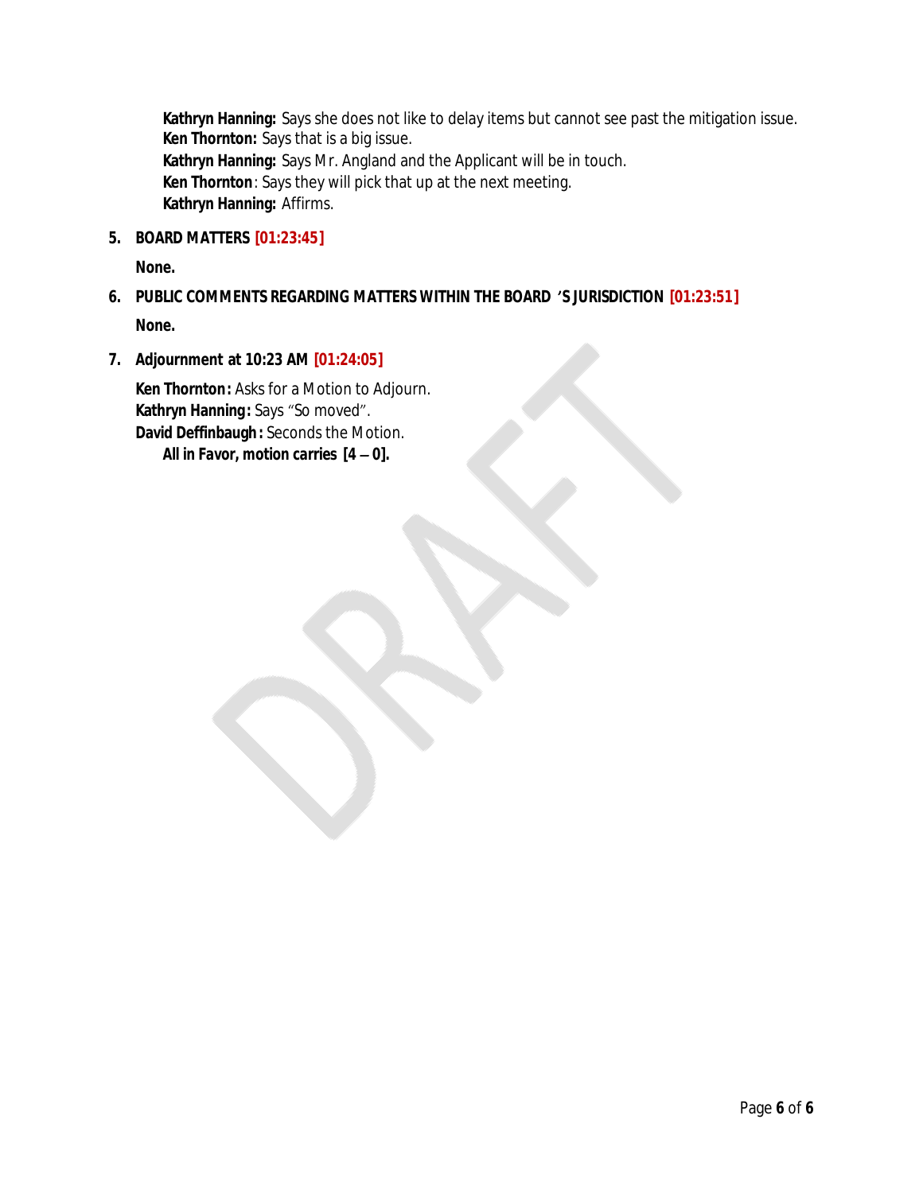**Kathryn Hanning:** Says she does not like to delay items but cannot see past the mitigation issue.
**Ken Thornton:** Says that is a big issue.
**Kathryn Hanning:** Says Mr. Angland and the Applicant will be in touch.
**Ken Thornton**: Says they will pick that up at the next meeting.
**Kathryn Hanning:** Affirms.

5. **BOARD MATTERS [01:23:45]**

   **None.**

6. **PUBLIC COMMENTS REGARDING MATTERS WITHIN THE BOARD'S JURISDICTION [01:23:51]**

   **None.**

7. **Adjournment at 10:23 AM [01:24:05]**

   **Ken Thornton:** Asks for a Motion to Adjourn.
   **Kathryn Hanning:** Says "So moved".
   **David Deffinbaugh:** Seconds the Motion.
   **All in Favor, motion carries [4 – 0].**